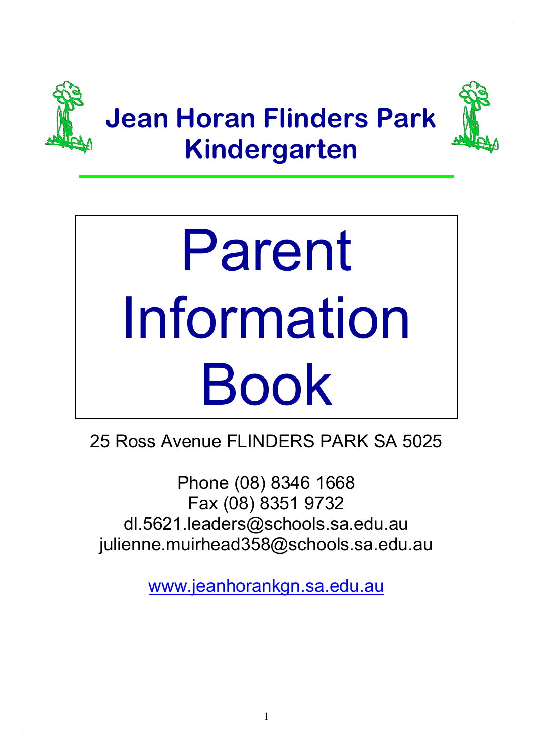# Jean Horan Flinders Park Kindergarten

# Parent Information Book

25 Ross Avenue FLINDERS PARK SA 5025

Phone (08) 8346 1668
Fax (08) 8351 9732
dl.5621.leaders@schools.sa.edu.au
julienne.muirhead358@schools.sa.edu.au

www.jeanhorankgn.sa.edu.au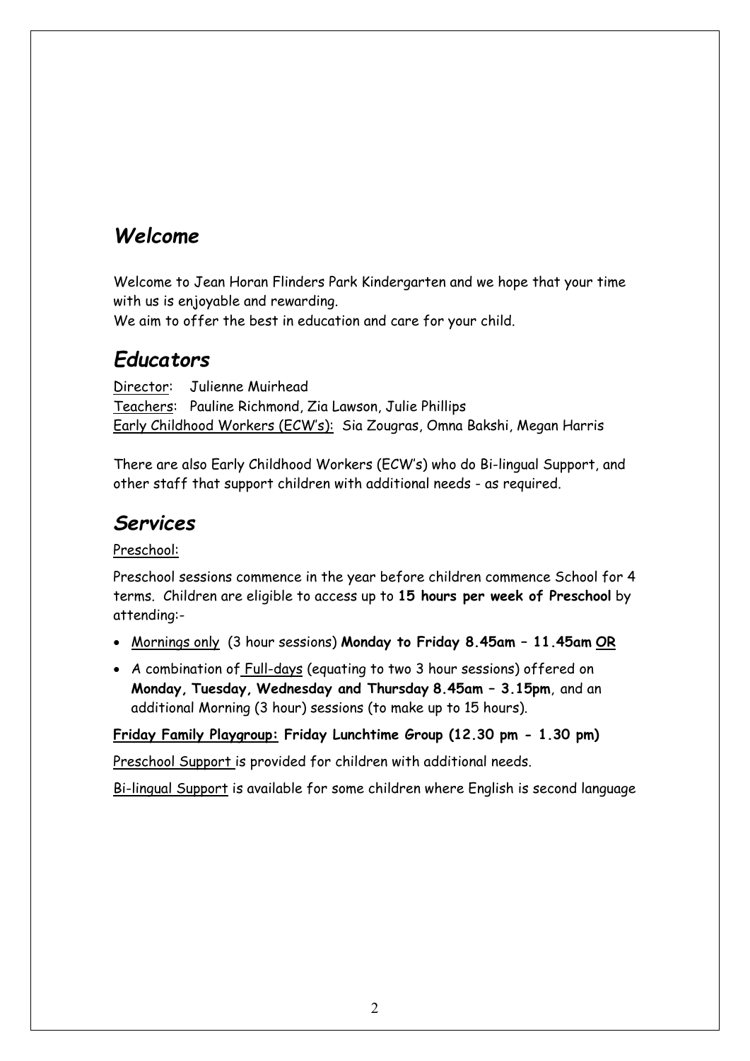## *Welcome*

Welcome to Jean Horan Flinders Park Kindergarten and we hope that your time with us is enjoyable and rewarding.
We aim to offer the best in education and care for your child.

## *Educators*

Director: Julienne Muirhead
Teachers: Pauline Richmond, Zia Lawson, Julie Phillips
Early Childhood Workers (ECW's): Sia Zougras, Omna Bakshi, Megan Harris

There are also Early Childhood Workers (ECW's) who do Bi-lingual Support, and other staff that support children with additional needs - as required.

## *Services*

Preschool:

Preschool sessions commence in the year before children commence School for 4 terms. Children are eligible to access up to **15 hours per week of Preschool** by attending:-

- Mornings only (3 hour sessions) **Monday to Friday 8.45am – 11.45am OR**
- A combination of Full-days (equating to two 3 hour sessions) offered on **Monday, Tuesday, Wednesday and Thursday 8.45am – 3.15pm**, and an additional Morning (3 hour) sessions (to make up to 15 hours).

**Friday Family Playgroup: Friday Lunchtime Group (12.30 pm - 1.30 pm)**

Preschool Support is provided for children with additional needs.

Bi-lingual Support is available for some children where English is second language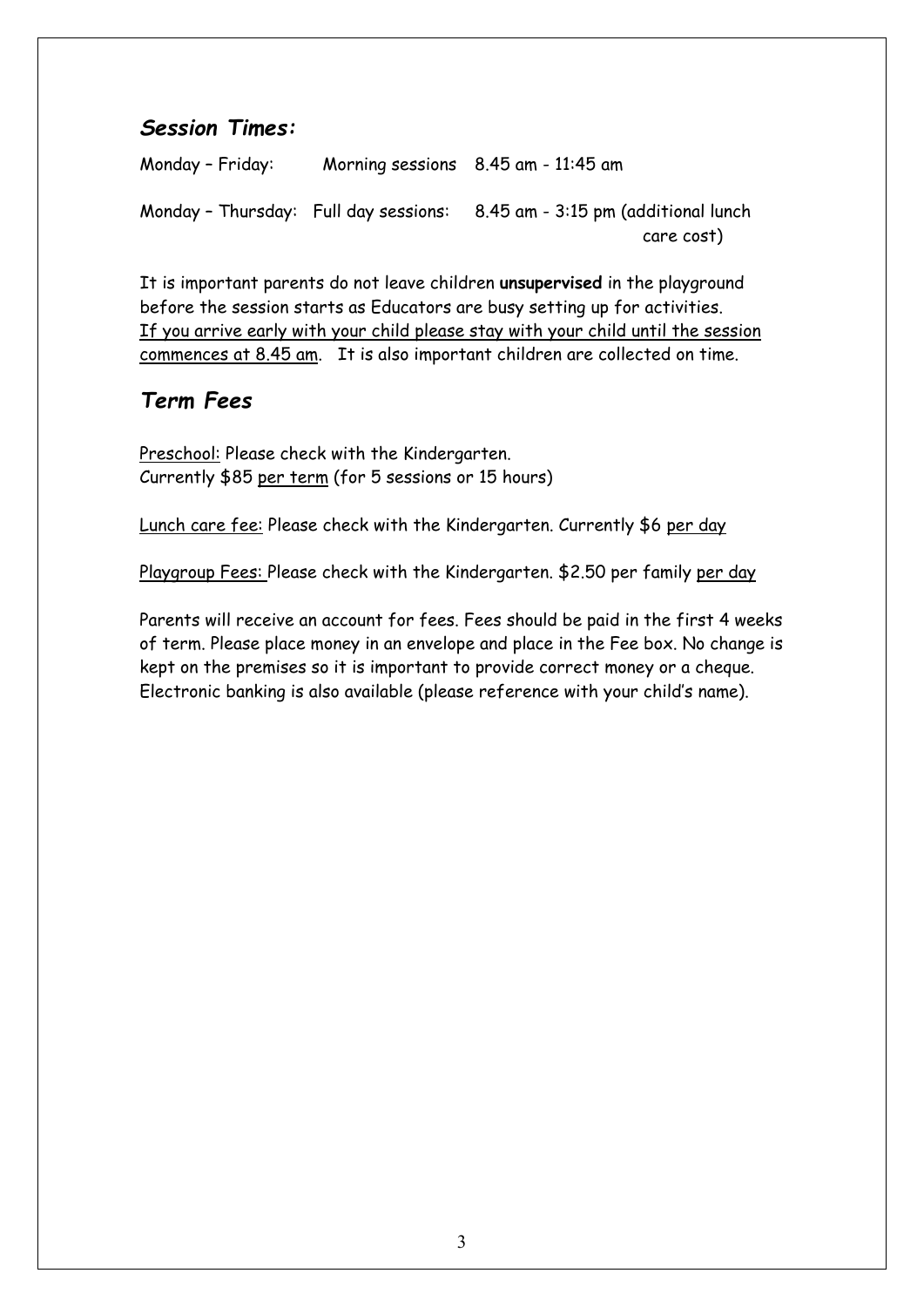## *Session Times:*

Monday – Friday: Morning sessions 8.45 am - 11:45 am

Monday – Thursday: Full day sessions: 8.45 am - 3:15 pm (additional lunch care cost)

It is important parents do not leave children **unsupervised** in the playground before the session starts as Educators are busy setting up for activities. <u>If you arrive early with your child please stay with your child until the session commences at 8.45 am</u>. It is also important children are collected on time.

## *Term Fees*

<u>Preschool:</u> Please check with the Kindergarten.
Currently $85 <u>per term</u> (for 5 sessions or 15 hours)

<u>Lunch care fee:</u> Please check with the Kindergarten. Currently $6 <u>per day</u>

<u>Playgroup Fees:</u> Please check with the Kindergarten. $2.50 per family <u>per day</u>

Parents will receive an account for fees. Fees should be paid in the first 4 weeks of term. Please place money in an envelope and place in the Fee box. No change is kept on the premises so it is important to provide correct money or a cheque. Electronic banking is also available (please reference with your child's name).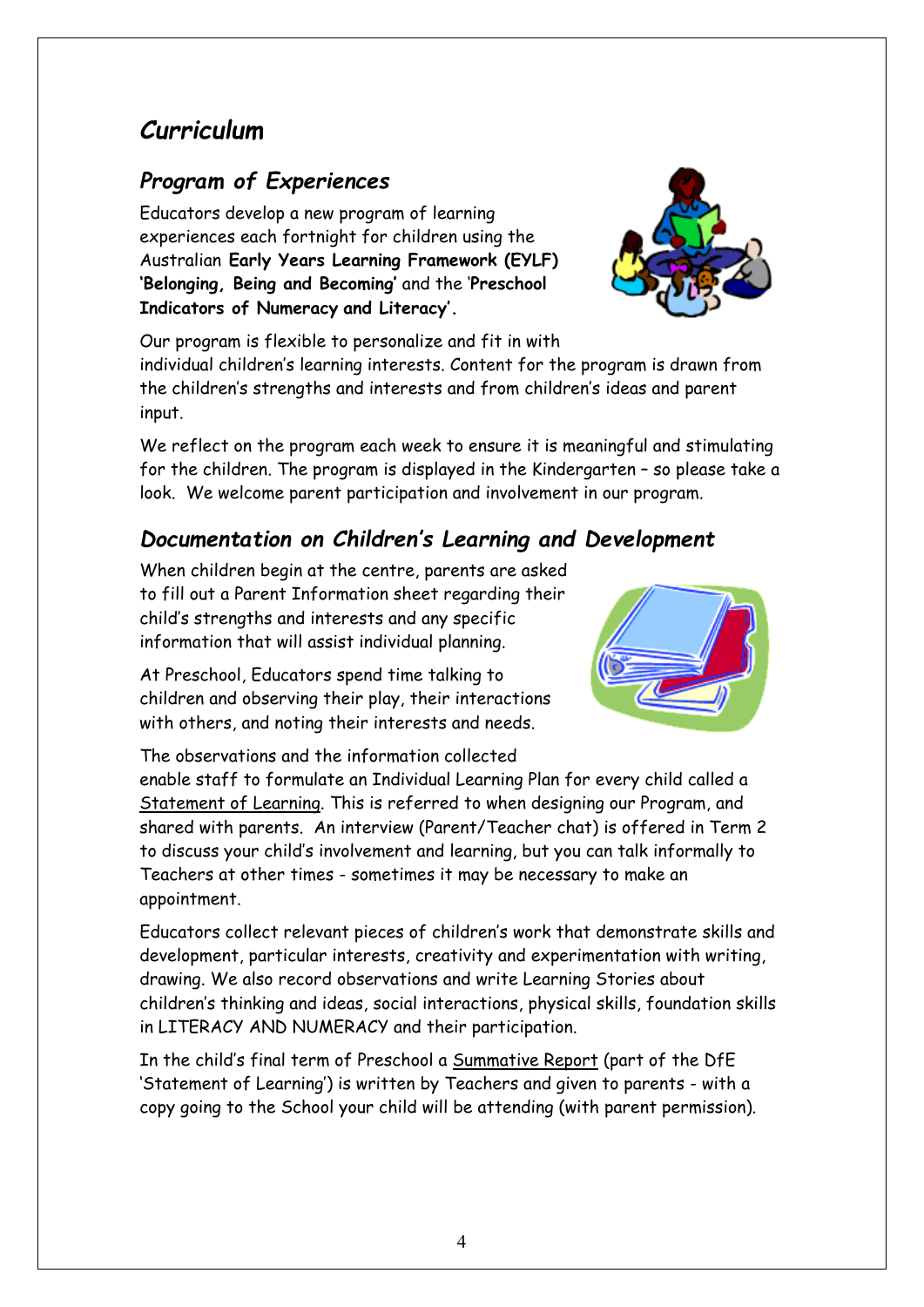# *Curriculum*

## *Program of Experiences*

Educators develop a new program of learning experiences each fortnight for children using the Australian **Early Years Learning Framework (EYLF) 'Belonging, Being and Becoming'** and the '**Preschool Indicators of Numeracy and Literacy'.**

Our program is flexible to personalize and fit in with individual children's learning interests. Content for the program is drawn from the children's strengths and interests and from children's ideas and parent input.

We reflect on the program each week to ensure it is meaningful and stimulating for the children. The program is displayed in the Kindergarten – so please take a look. We welcome parent participation and involvement in our program.

## *Documentation on Children's Learning and Development*

When children begin at the centre, parents are asked to fill out a Parent Information sheet regarding their child's strengths and interests and any specific information that will assist individual planning.

At Preschool, Educators spend time talking to children and observing their play, their interactions with others, and noting their interests and needs.

The observations and the information collected enable staff to formulate an Individual Learning Plan for every child called a Statement of Learning. This is referred to when designing our Program, and shared with parents. An interview (Parent/Teacher chat) is offered in Term 2 to discuss your child's involvement and learning, but you can talk informally to Teachers at other times - sometimes it may be necessary to make an appointment.

Educators collect relevant pieces of children's work that demonstrate skills and development, particular interests, creativity and experimentation with writing, drawing. We also record observations and write Learning Stories about children's thinking and ideas, social interactions, physical skills, foundation skills in LITERACY AND NUMERACY and their participation.

In the child's final term of Preschool a Summative Report (part of the DfE 'Statement of Learning') is written by Teachers and given to parents - with a copy going to the School your child will be attending (with parent permission).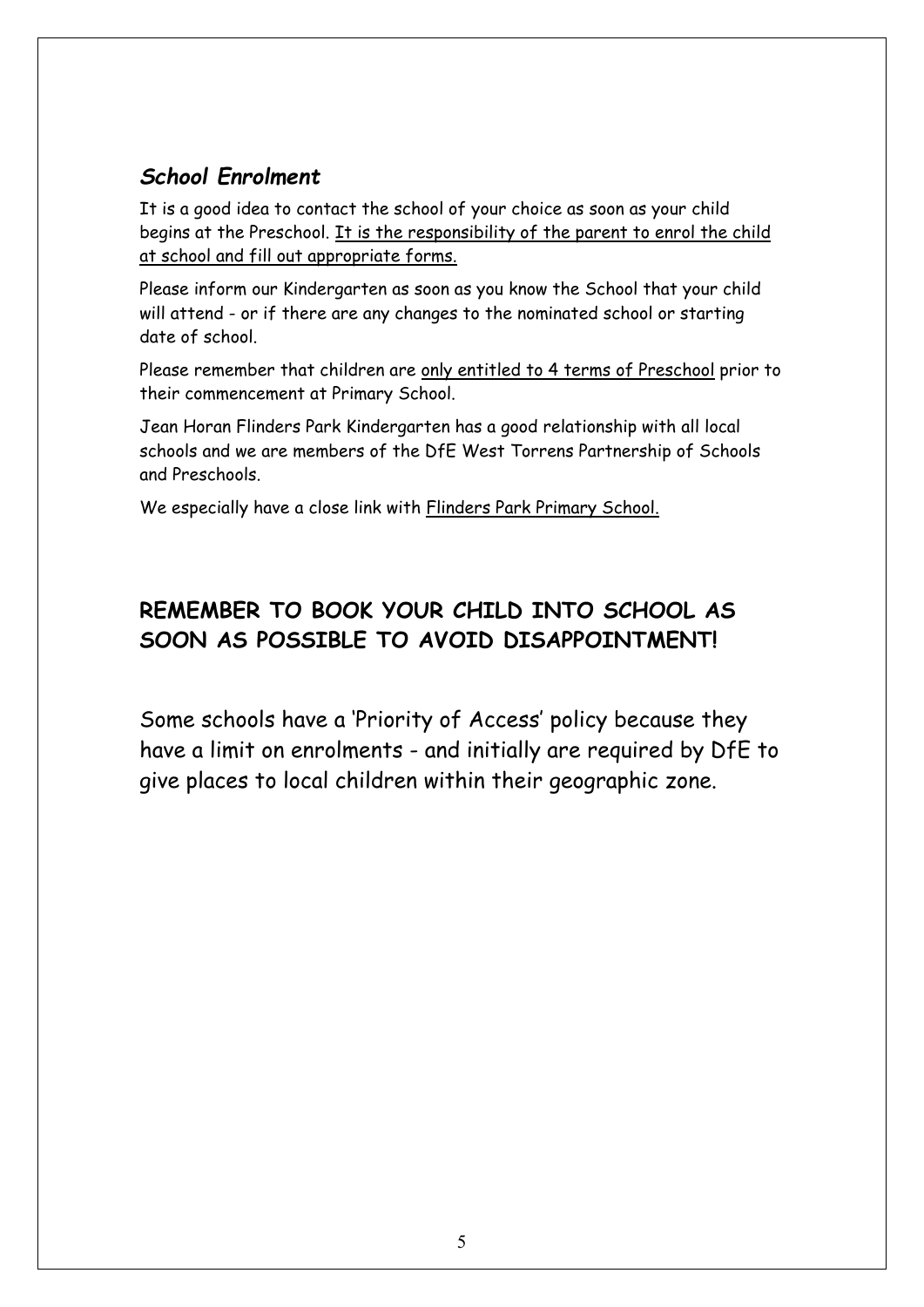### *School Enrolment*

It is a good idea to contact the school of your choice as soon as your child begins at the Preschool. It is the responsibility of the parent to enrol the child at school and fill out appropriate forms.

Please inform our Kindergarten as soon as you know the School that your child will attend - or if there are any changes to the nominated school or starting date of school.

Please remember that children are only entitled to 4 terms of Preschool prior to their commencement at Primary School.

Jean Horan Flinders Park Kindergarten has a good relationship with all local schools and we are members of the DfE West Torrens Partnership of Schools and Preschools.

We especially have a close link with Flinders Park Primary School.

**REMEMBER TO BOOK YOUR CHILD INTO SCHOOL AS SOON AS POSSIBLE TO AVOID DISAPPOINTMENT!**

Some schools have a 'Priority of Access' policy because they have a limit on enrolments - and initially are required by DfE to give places to local children within their geographic zone.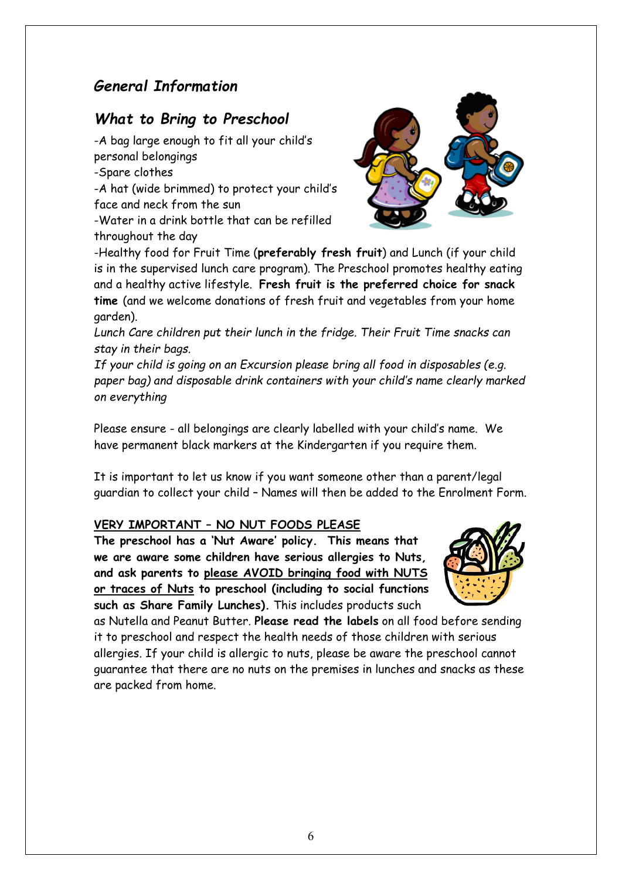## *General Information*

## *What to Bring to Preschool*

-A bag large enough to fit all your child's personal belongings
-Spare clothes
-A hat (wide brimmed) to protect your child's face and neck from the sun
-Water in a drink bottle that can be refilled throughout the day
-Healthy food for Fruit Time (**preferably fresh fruit**) and Lunch (if your child is in the supervised lunch care program). The Preschool promotes healthy eating and a healthy active lifestyle. **Fresh fruit is the preferred choice for snack time** (and we welcome donations of fresh fruit and vegetables from your home garden).

*Lunch Care children put their lunch in the fridge. Their Fruit Time snacks can stay in their bags.*

*If your child is going on an Excursion please bring all food in disposables (e.g. paper bag) and disposable drink containers with your child's name clearly marked on everything*

Please ensure - all belongings are clearly labelled with your child's name. We have permanent black markers at the Kindergarten if you require them.

It is important to let us know if you want someone other than a parent/legal guardian to collect your child – Names will then be added to the Enrolment Form.

**VERY IMPORTANT – NO NUT FOODS PLEASE**

**The preschool has a 'Nut Aware' policy. This means that we are aware some children have serious allergies to Nuts, and ask parents to please AVOID bringing food with NUTS or traces of Nuts to preschool (including to social functions such as Share Family Lunches).** This includes products such as Nutella and Peanut Butter. **Please read the labels** on all food before sending it to preschool and respect the health needs of those children with serious allergies. If your child is allergic to nuts, please be aware the preschool cannot guarantee that there are no nuts on the premises in lunches and snacks as these are packed from home.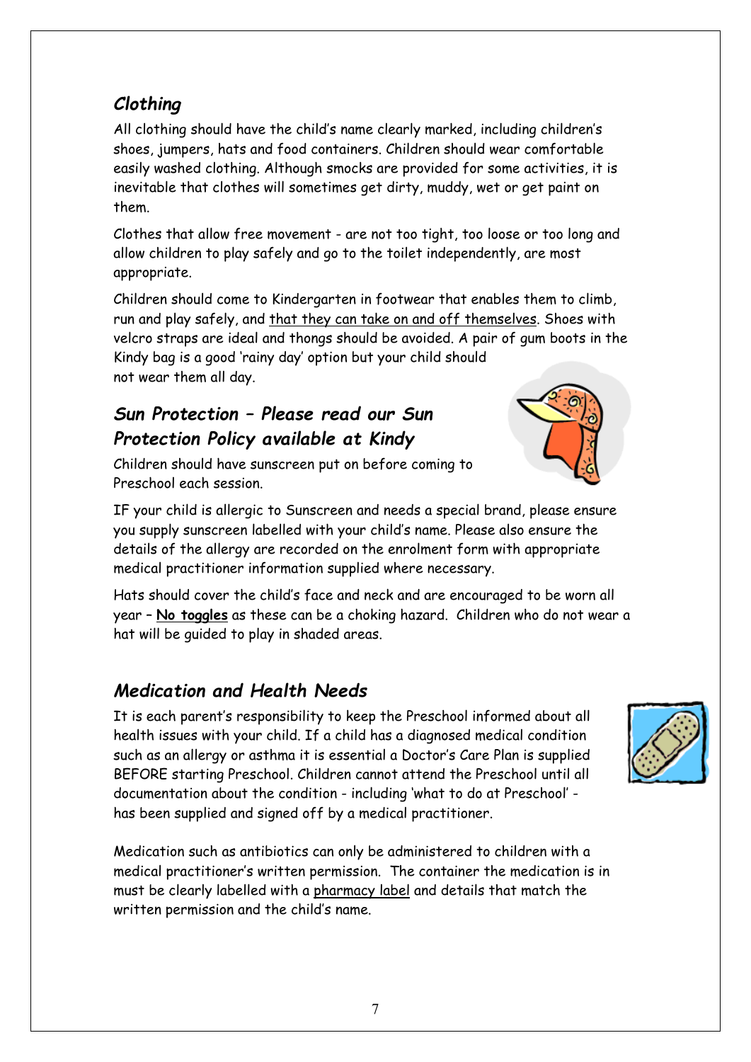## *Clothing*

All clothing should have the child's name clearly marked, including children's shoes, jumpers, hats and food containers. Children should wear comfortable easily washed clothing. Although smocks are provided for some activities, it is inevitable that clothes will sometimes get dirty, muddy, wet or get paint on them.

Clothes that allow free movement - are not too tight, too loose or too long and allow children to play safely and go to the toilet independently, are most appropriate.

Children should come to Kindergarten in footwear that enables them to climb, run and play safely, and that they can take on and off themselves. Shoes with velcro straps are ideal and thongs should be avoided. A pair of gum boots in the Kindy bag is a good 'rainy day' option but your child should not wear them all day.

## *Sun Protection – Please read our Sun Protection Policy available at Kindy*

Children should have sunscreen put on before coming to Preschool each session.

IF your child is allergic to Sunscreen and needs a special brand, please ensure you supply sunscreen labelled with your child's name. Please also ensure the details of the allergy are recorded on the enrolment form with appropriate medical practitioner information supplied where necessary.

Hats should cover the child's face and neck and are encouraged to be worn all year – **No toggles** as these can be a choking hazard. Children who do not wear a hat will be guided to play in shaded areas.

## *Medication and Health Needs*

It is each parent's responsibility to keep the Preschool informed about all health issues with your child. If a child has a diagnosed medical condition such as an allergy or asthma it is essential a Doctor's Care Plan is supplied BEFORE starting Preschool. Children cannot attend the Preschool until all documentation about the condition - including 'what to do at Preschool' - has been supplied and signed off by a medical practitioner.

Medication such as antibiotics can only be administered to children with a medical practitioner's written permission. The container the medication is in must be clearly labelled with a pharmacy label and details that match the written permission and the child's name.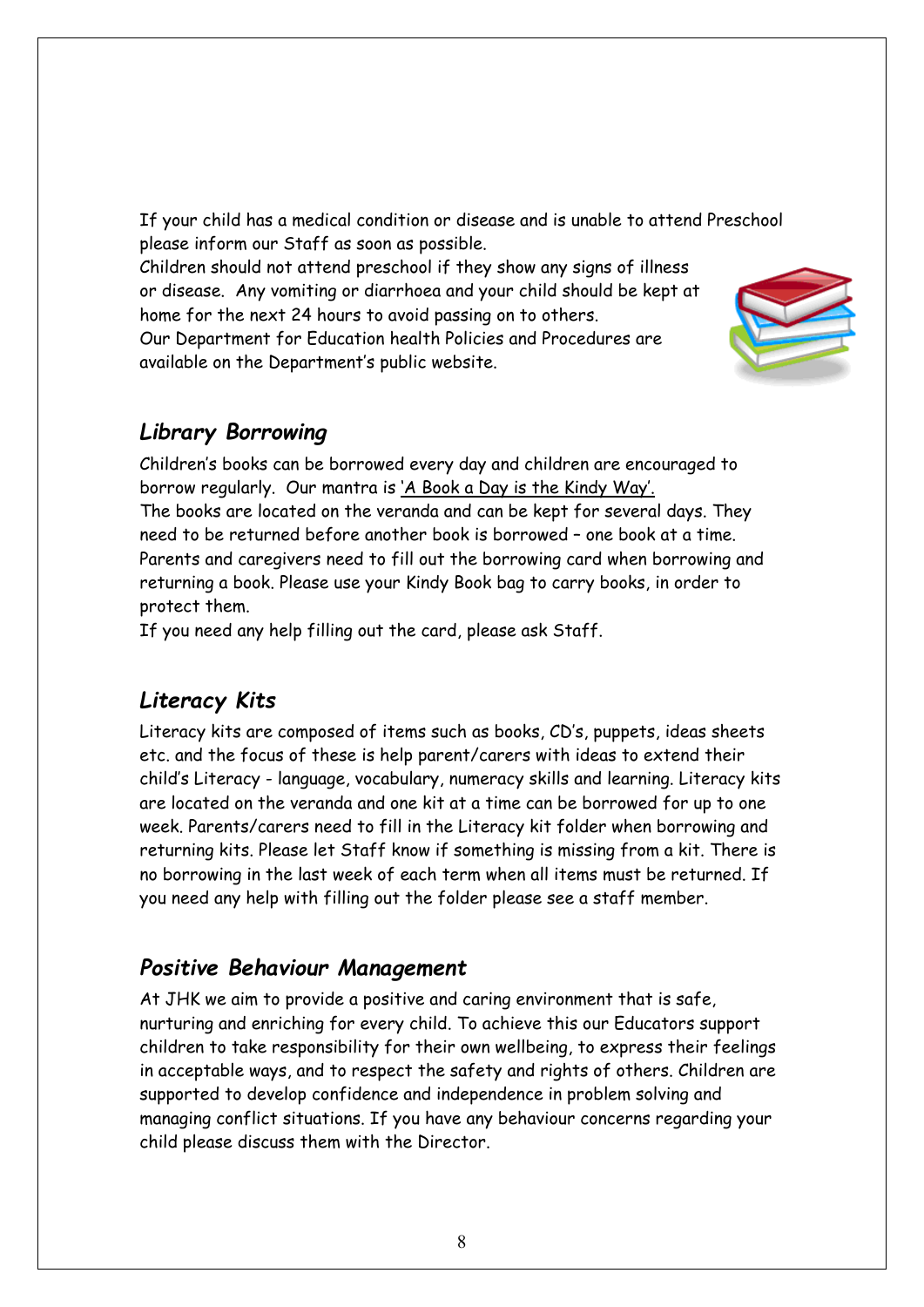If your child has a medical condition or disease and is unable to attend Preschool please inform our Staff as soon as possible.

Children should not attend preschool if they show any signs of illness or disease. Any vomiting or diarrhoea and your child should be kept at home for the next 24 hours to avoid passing on to others.

Our Department for Education health Policies and Procedures are available on the Department's public website.

## *Library Borrowing*

Children's books can be borrowed every day and children are encouraged to borrow regularly. Our mantra is 'A Book a Day is the Kindy Way'.

The books are located on the veranda and can be kept for several days. They need to be returned before another book is borrowed – one book at a time. Parents and caregivers need to fill out the borrowing card when borrowing and returning a book. Please use your Kindy Book bag to carry books, in order to protect them.

If you need any help filling out the card, please ask Staff.

## *Literacy Kits*

Literacy kits are composed of items such as books, CD's, puppets, ideas sheets etc. and the focus of these is help parent/carers with ideas to extend their child's Literacy - language, vocabulary, numeracy skills and learning. Literacy kits are located on the veranda and one kit at a time can be borrowed for up to one week. Parents/carers need to fill in the Literacy kit folder when borrowing and returning kits. Please let Staff know if something is missing from a kit. There is no borrowing in the last week of each term when all items must be returned. If you need any help with filling out the folder please see a staff member.

## *Positive Behaviour Management*

At JHK we aim to provide a positive and caring environment that is safe, nurturing and enriching for every child. To achieve this our Educators support children to take responsibility for their own wellbeing, to express their feelings in acceptable ways, and to respect the safety and rights of others. Children are supported to develop confidence and independence in problem solving and managing conflict situations. If you have any behaviour concerns regarding your child please discuss them with the Director.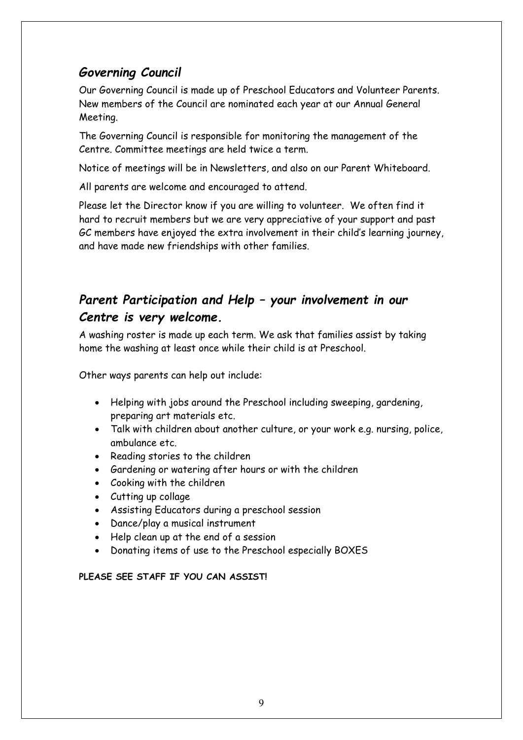## *Governing Council*

Our Governing Council is made up of Preschool Educators and Volunteer Parents. New members of the Council are nominated each year at our Annual General Meeting.

The Governing Council is responsible for monitoring the management of the Centre. Committee meetings are held twice a term.

Notice of meetings will be in Newsletters, and also on our Parent Whiteboard.

All parents are welcome and encouraged to attend.

Please let the Director know if you are willing to volunteer. We often find it hard to recruit members but we are very appreciative of your support and past GC members have enjoyed the extra involvement in their child's learning journey, and have made new friendships with other families.

## *Parent Participation and Help – your involvement in our Centre is very welcome.*

A washing roster is made up each term. We ask that families assist by taking home the washing at least once while their child is at Preschool.

Other ways parents can help out include:

- Helping with jobs around the Preschool including sweeping, gardening, preparing art materials etc.
- Talk with children about another culture, or your work e.g. nursing, police, ambulance etc.
- Reading stories to the children
- Gardening or watering after hours or with the children
- Cooking with the children
- Cutting up collage
- Assisting Educators during a preschool session
- Dance/play a musical instrument
- Help clean up at the end of a session
- Donating items of use to the Preschool especially BOXES

**PLEASE SEE STAFF IF YOU CAN ASSIST!**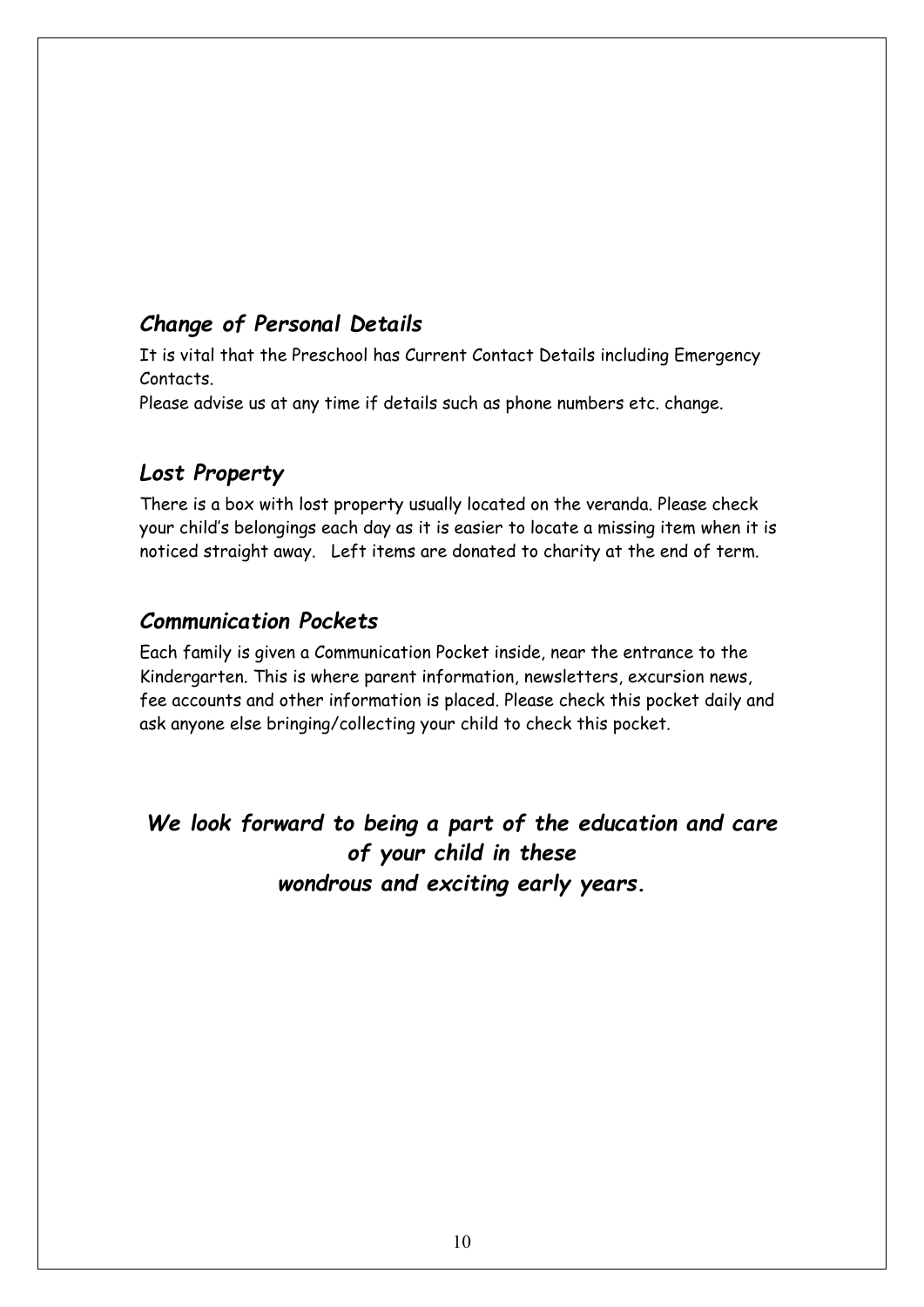## *Change of Personal Details*

It is vital that the Preschool has Current Contact Details including Emergency Contacts.

Please advise us at any time if details such as phone numbers etc. change.

## *Lost Property*

There is a box with lost property usually located on the veranda. Please check your child's belongings each day as it is easier to locate a missing item when it is noticed straight away. Left items are donated to charity at the end of term.

## *Communication Pockets*

Each family is given a Communication Pocket inside, near the entrance to the Kindergarten. This is where parent information, newsletters, excursion news, fee accounts and other information is placed. Please check this pocket daily and ask anyone else bringing/collecting your child to check this pocket.

***We look forward to being a part of the education and care of your child in these wondrous and exciting early years.***